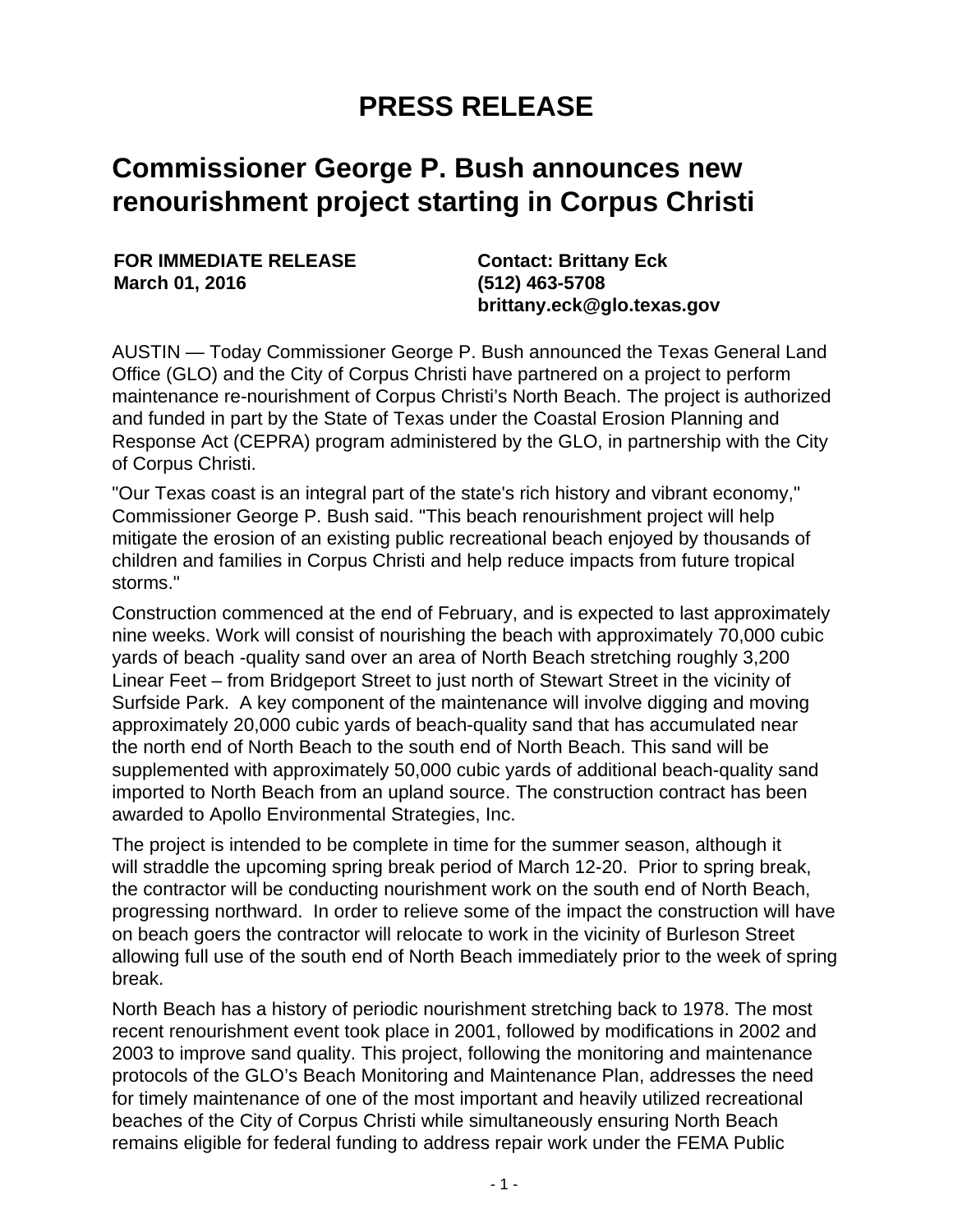# PRESS RELEASE

## Commissioner George P. Bush announces new renourishment project starting in Corpus Christi

**FOR IMMEDIATE RELEASE**
**March 01, 2016**

**Contact: Brittany Eck**
**(512) 463-5708**
**brittany.eck@glo.texas.gov**

AUSTIN — Today Commissioner George P. Bush announced the Texas General Land Office (GLO) and the City of Corpus Christi have partnered on a project to perform maintenance re-nourishment of Corpus Christi's North Beach. The project is authorized and funded in part by the State of Texas under the Coastal Erosion Planning and Response Act (CEPRA) program administered by the GLO, in partnership with the City of Corpus Christi.

"Our Texas coast is an integral part of the state's rich history and vibrant economy," Commissioner George P. Bush said. "This beach renourishment project will help mitigate the erosion of an existing public recreational beach enjoyed by thousands of children and families in Corpus Christi and help reduce impacts from future tropical storms."

Construction commenced at the end of February, and is expected to last approximately nine weeks. Work will consist of nourishing the beach with approximately 70,000 cubic yards of beach -quality sand over an area of North Beach stretching roughly 3,200 Linear Feet – from Bridgeport Street to just north of Stewart Street in the vicinity of Surfside Park. A key component of the maintenance will involve digging and moving approximately 20,000 cubic yards of beach-quality sand that has accumulated near the north end of North Beach to the south end of North Beach. This sand will be supplemented with approximately 50,000 cubic yards of additional beach-quality sand imported to North Beach from an upland source. The construction contract has been awarded to Apollo Environmental Strategies, Inc.

The project is intended to be complete in time for the summer season, although it will straddle the upcoming spring break period of March 12-20. Prior to spring break, the contractor will be conducting nourishment work on the south end of North Beach, progressing northward. In order to relieve some of the impact the construction will have on beach goers the contractor will relocate to work in the vicinity of Burleson Street allowing full use of the south end of North Beach immediately prior to the week of spring break.

North Beach has a history of periodic nourishment stretching back to 1978. The most recent renourishment event took place in 2001, followed by modifications in 2002 and 2003 to improve sand quality. This project, following the monitoring and maintenance protocols of the GLO's Beach Monitoring and Maintenance Plan, addresses the need for timely maintenance of one of the most important and heavily utilized recreational beaches of the City of Corpus Christi while simultaneously ensuring North Beach remains eligible for federal funding to address repair work under the FEMA Public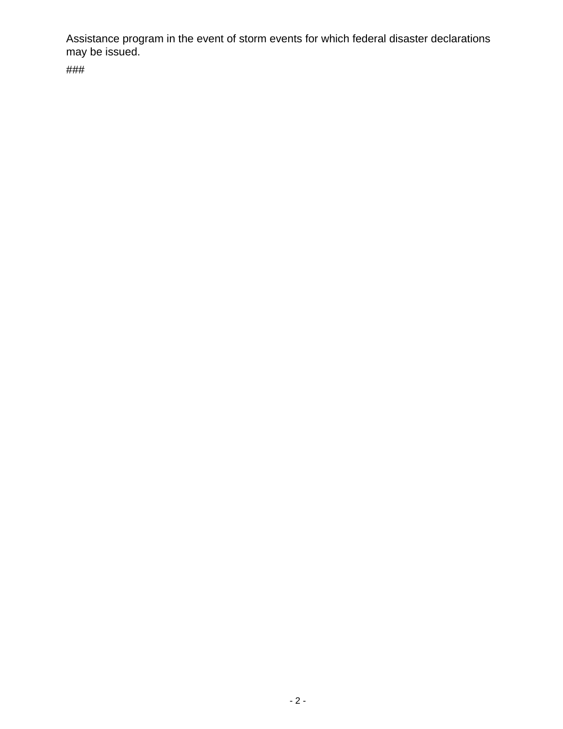Assistance program in the event of storm events for which federal disaster declarations may be issued.

###